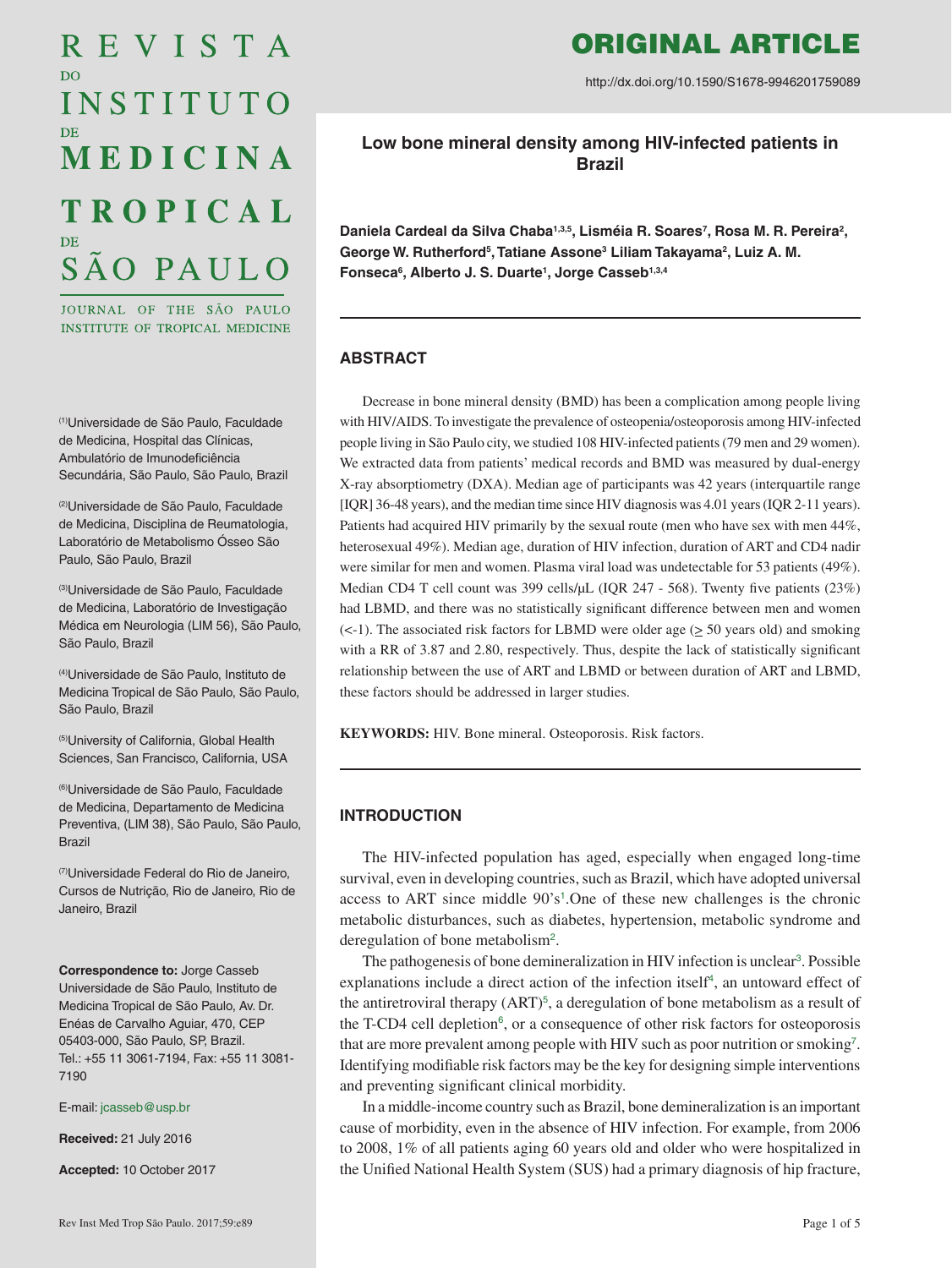# ORIGINAL ARTICLE

http://dx.doi.org/10.1590/S1678-9946201759089

## Low bone mineral density among HIV-infected patients in Brazil

**Daniela Cardeal da Silva Chaba[1,3,5], Lisméia R. Soares[7], Rosa M. R. Pereira[2], George W. Rutherford[5], Tatiane Assone[3] Liliam Takayama[2], Luiz A. M. Fonseca[6], Alberto J. S. Duarte[1], Jorge Casseb[1,3,4]**

(1)Universidade de São Paulo, Faculdade de Medicina, Hospital das Clínicas, Ambulatório de Imunodeficiência Secundária, São Paulo, São Paulo, Brazil

(2)Universidade de São Paulo, Faculdade de Medicina, Disciplina de Reumatologia, Laboratório de Metabolismo Ósseo São Paulo, São Paulo, Brazil

(3)Universidade de São Paulo, Faculdade de Medicina, Laboratório de Investigação Médica em Neurologia (LIM 56), São Paulo, São Paulo, Brazil

(4)Universidade de São Paulo, Instituto de Medicina Tropical de São Paulo, São Paulo, São Paulo, Brazil

(5)University of California, Global Health Sciences, San Francisco, California, USA

(6)Universidade de São Paulo, Faculdade de Medicina, Departamento de Medicina Preventiva, (LIM 38), São Paulo, São Paulo, Brazil

(7)Universidade Federal do Rio de Janeiro, Cursos de Nutrição, Rio de Janeiro, Rio de Janeiro, Brazil

**Correspondence to:** Jorge Casseb Universidade de São Paulo, Instituto de Medicina Tropical de São Paulo, Av. Dr. Enéas de Carvalho Aguiar, 470, CEP 05403-000, São Paulo, SP, Brazil.
Tel.: +55 11 3061-7194, Fax: +55 11 3081-7190

E-mail: jcasseb@usp.br

**Received:** 21 July 2016

**Accepted:** 10 October 2017

## ABSTRACT

Decrease in bone mineral density (BMD) has been a complication among people living with HIV/AIDS. To investigate the prevalence of osteopenia/osteoporosis among HIV-infected people living in São Paulo city, we studied 108 HIV-infected patients (79 men and 29 women). We extracted data from patients' medical records and BMD was measured by dual-energy X-ray absorptiometry (DXA). Median age of participants was 42 years (interquartile range [IQR] 36-48 years), and the median time since HIV diagnosis was 4.01 years (IQR 2-11 years). Patients had acquired HIV primarily by the sexual route (men who have sex with men 44%, heterosexual 49%). Median age, duration of HIV infection, duration of ART and CD4 nadir were similar for men and women. Plasma viral load was undetectable for 53 patients (49%). Median CD4 T cell count was 399 cells/µL (IQR 247 - 568). Twenty five patients (23%) had LBMD, and there was no statistically significant difference between men and women (<-1). The associated risk factors for LBMD were older age (≥ 50 years old) and smoking with a RR of 3.87 and 2.80, respectively. Thus, despite the lack of statistically significant relationship between the use of ART and LBMD or between duration of ART and LBMD, these factors should be addressed in larger studies.

**KEYWORDS:** HIV. Bone mineral. Osteoporosis. Risk factors.

## INTRODUCTION

The HIV-infected population has aged, especially when engaged long-time survival, even in developing countries, such as Brazil, which have adopted universal access to ART since middle 90's[1].One of these new challenges is the chronic metabolic disturbances, such as diabetes, hypertension, metabolic syndrome and deregulation of bone metabolism[2].

The pathogenesis of bone demineralization in HIV infection is unclear[3]. Possible explanations include a direct action of the infection itself[4], an untoward effect of the antiretroviral therapy (ART)[5], a deregulation of bone metabolism as a result of the T-CD4 cell depletion[6], or a consequence of other risk factors for osteoporosis that are more prevalent among people with HIV such as poor nutrition or smoking[7]. Identifying modifiable risk factors may be the key for designing simple interventions and preventing significant clinical morbidity.

In a middle-income country such as Brazil, bone demineralization is an important cause of morbidity, even in the absence of HIV infection. For example, from 2006 to 2008, 1% of all patients aging 60 years old and older who were hospitalized in the Unified National Health System (SUS) had a primary diagnosis of hip fracture,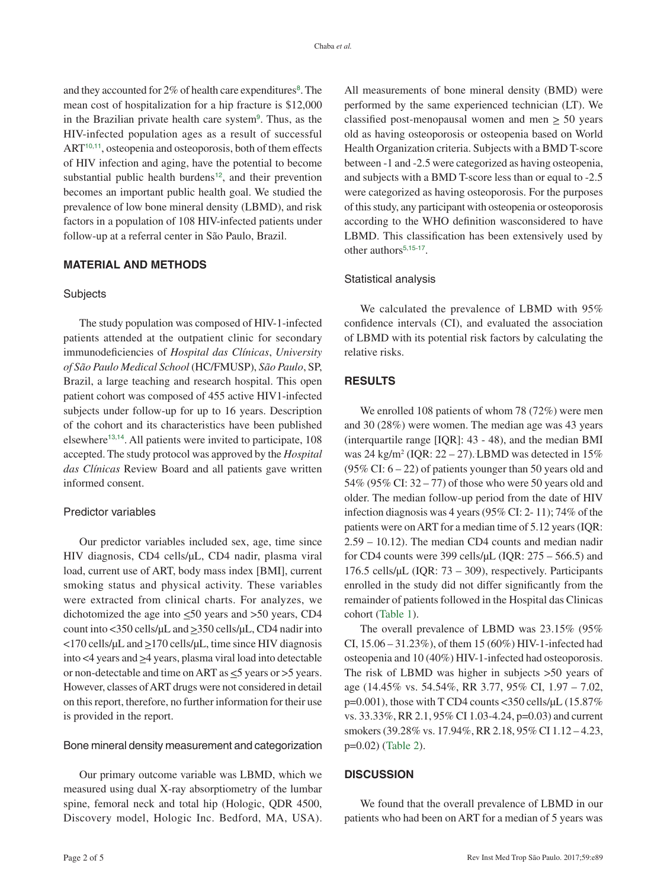and they accounted for 2% of health care expenditures[8]. The mean cost of hospitalization for a hip fracture is $12,000 in the Brazilian private health care system[9]. Thus, as the HIV-infected population ages as a result of successful ART[10,11], osteopenia and osteoporosis, both of them effects of HIV infection and aging, have the potential to become substantial public health burdens[12], and their prevention becomes an important public health goal. We studied the prevalence of low bone mineral density (LBMD), and risk factors in a population of 108 HIV-infected patients under follow-up at a referral center in São Paulo, Brazil.

## MATERIAL AND METHODS

### Subjects

The study population was composed of HIV-1-infected patients attended at the outpatient clinic for secondary immunodeficiencies of *Hospital das Clínicas*, *University of São Paulo Medical School* (HC/FMUSP), *São Paulo*, SP, Brazil, a large teaching and research hospital. This open patient cohort was composed of 455 active HIV1-infected subjects under follow-up for up to 16 years. Description of the cohort and its characteristics have been published elsewhere[13,14]. All patients were invited to participate, 108 accepted. The study protocol was approved by the *Hospital das Clínicas* Review Board and all patients gave written informed consent.

### Predictor variables

Our predictor variables included sex, age, time since HIV diagnosis, CD4 cells/μL, CD4 nadir, plasma viral load, current use of ART, body mass index [BMI], current smoking status and physical activity. These variables were extracted from clinical charts. For analyzes, we dichotomized the age into ≤50 years and >50 years, CD4 count into <350 cells/μL and ≥350 cells/μL, CD4 nadir into <170 cells/μL and ≥170 cells/μL, time since HIV diagnosis into <4 years and ≥4 years, plasma viral load into detectable or non-detectable and time on ART as ≤5 years or >5 years. However, classes of ART drugs were not considered in detail on this report, therefore, no further information for their use is provided in the report.

### Bone mineral density measurement and categorization

Our primary outcome variable was LBMD, which we measured using dual X-ray absorptiometry of the lumbar spine, femoral neck and total hip (Hologic, QDR 4500, Discovery model, Hologic Inc. Bedford, MA, USA). All measurements of bone mineral density (BMD) were performed by the same experienced technician (LT). We classified post-menopausal women and men ≥ 50 years old as having osteoporosis or osteopenia based on World Health Organization criteria. Subjects with a BMD T-score between -1 and -2.5 were categorized as having osteopenia, and subjects with a BMD T-score less than or equal to -2.5 were categorized as having osteoporosis. For the purposes of this study, any participant with osteopenia or osteoporosis according to the WHO definition wasconsidered to have LBMD. This classification has been extensively used by other authors[5,15-17].

### Statistical analysis

We calculated the prevalence of LBMD with 95% confidence intervals (CI), and evaluated the association of LBMD with its potential risk factors by calculating the relative risks.

## RESULTS

We enrolled 108 patients of whom 78 (72%) were men and 30 (28%) were women. The median age was 43 years (interquartile range [IQR]: 43 - 48), and the median BMI was 24 kg/m$^2$ (IQR: 22 – 27). LBMD was detected in 15% (95% CI: 6 – 22) of patients younger than 50 years old and 54% (95% CI: 32 – 77) of those who were 50 years old and older. The median follow-up period from the date of HIV infection diagnosis was 4 years (95% CI: 2- 11); 74% of the patients were on ART for a median time of 5.12 years (IQR: 2.59 – 10.12). The median CD4 counts and median nadir for CD4 counts were 399 cells/μL (IQR: 275 – 566.5) and 176.5 cells/μL (IQR: 73 – 309), respectively. Participants enrolled in the study did not differ significantly from the remainder of patients followed in the Hospital das Clinicas cohort (Table 1).

The overall prevalence of LBMD was 23.15% (95% CI, 15.06 – 31.23%), of them 15 (60%) HIV-1-infected had osteopenia and 10 (40%) HIV-1-infected had osteoporosis. The risk of LBMD was higher in subjects >50 years of age (14.45% vs. 54.54%, RR 3.77, 95% CI, 1.97 – 7.02, p=0.001), those with T CD4 counts <350 cells/μL (15.87% vs. 33.33%, RR 2.1, 95% CI 1.03-4.24, p=0.03) and current smokers (39.28% vs. 17.94%, RR 2.18, 95% CI 1.12 – 4.23, p=0.02) (Table 2).

## DISCUSSION

We found that the overall prevalence of LBMD in our patients who had been on ART for a median of 5 years was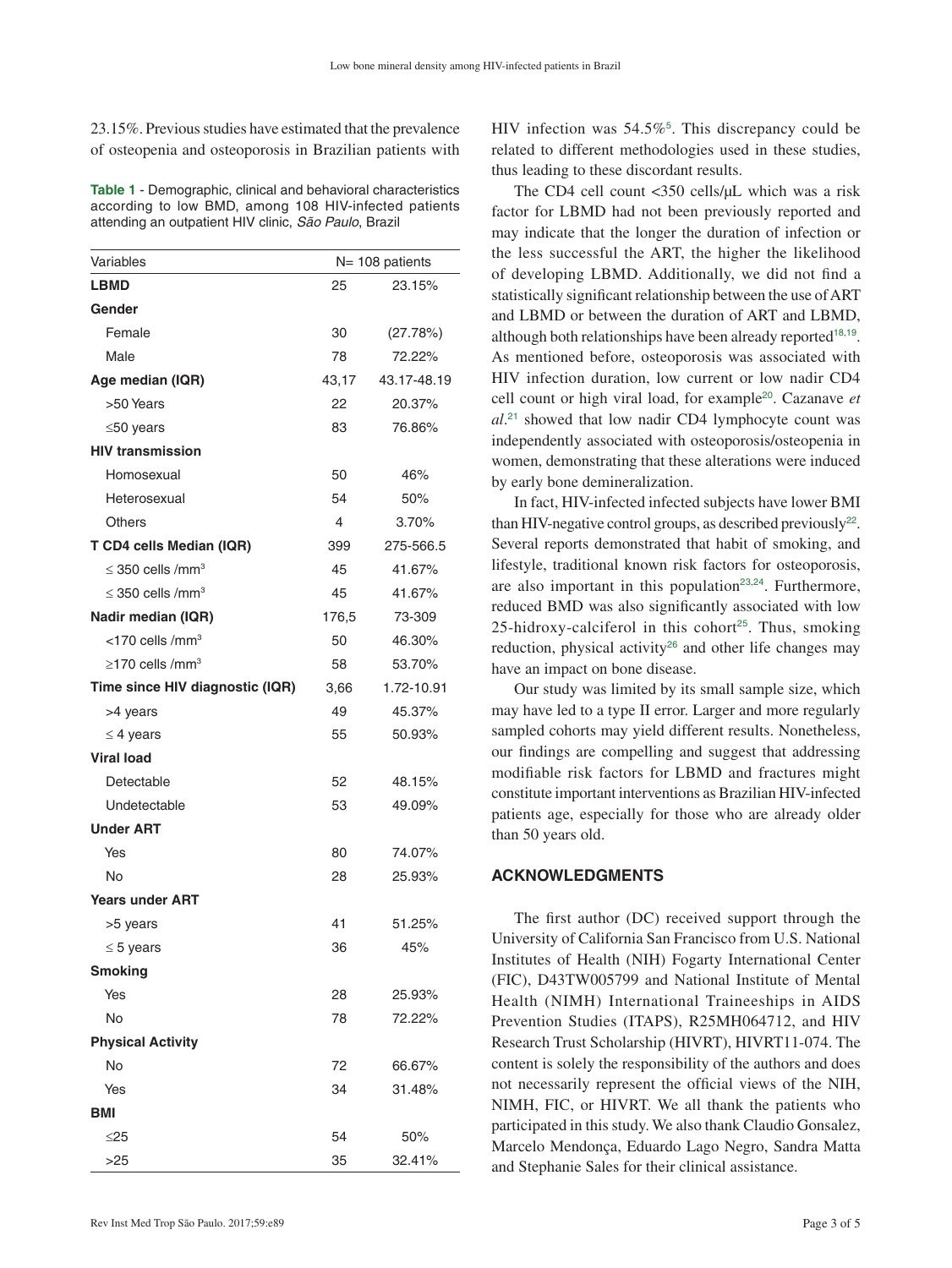23.15%. Previous studies have estimated that the prevalence of osteopenia and osteoporosis in Brazilian patients with HIV infection was 54.5%[5]. This discrepancy could be related to different methodologies used in these studies, thus leading to these discordant results.

**Table 1** - Demographic, clinical and behavioral characteristics according to low BMD, among 108 HIV-infected patients attending an outpatient HIV clinic, *São Paulo*, Brazil

| Variables | N= 108 patients | |
|---|---|---|
| **LBMD** | 25 | 23.15% |
| **Gender** | | |
| Female | 30 | (27.78%) |
| Male | 78 | 72.22% |
| **Age median (IQR)** | 43,17 | 43.17-48.19 |
| >50 Years | 22 | 20.37% |
| ≤50 years | 83 | 76.86% |
| **HIV transmission** | | |
| Homosexual | 50 | 46% |
| Heterosexual | 54 | 50% |
| Others | 4 | 3.70% |
| **T CD4 cells Median (IQR)** | 399 | 275-566.5 |
| ≤ 350 cells /mm$^3$ | 45 | 41.67% |
| ≤ 350 cells /mm$^3$ | 45 | 41.67% |
| **Nadir median (IQR)** | 176,5 | 73-309 |
| <170 cells /mm$^3$ | 50 | 46.30% |
| ≥170 cells /mm$^3$ | 58 | 53.70% |
| **Time since HIV diagnostic (IQR)** | 3,66 | 1.72-10.91 |
| >4 years | 49 | 45.37% |
| ≤ 4 years | 55 | 50.93% |
| **Viral load** | | |
| Detectable | 52 | 48.15% |
| Undetectable | 53 | 49.09% |
| **Under ART** | | |
| Yes | 80 | 74.07% |
| No | 28 | 25.93% |
| **Years under ART** | | |
| >5 years | 41 | 51.25% |
| ≤ 5 years | 36 | 45% |
| **Smoking** | | |
| Yes | 28 | 25.93% |
| No | 78 | 72.22% |
| **Physical Activity** | | |
| No | 72 | 66.67% |
| Yes | 34 | 31.48% |
| **BMI** | | |
| ≤25 | 54 | 50% |
| >25 | 35 | 32.41% |

The CD4 cell count <350 cells/µL which was a risk factor for LBMD had not been previously reported and may indicate that the longer the duration of infection or the less successful the ART, the higher the likelihood of developing LBMD. Additionally, we did not find a statistically significant relationship between the use of ART and LBMD or between the duration of ART and LBMD, although both relationships have been already reported[18,19]. As mentioned before, osteoporosis was associated with HIV infection duration, low current or low nadir CD4 cell count or high viral load, for example[20]. Cazanave *et al*.[21] showed that low nadir CD4 lymphocyte count was independently associated with osteoporosis/osteopenia in women, demonstrating that these alterations were induced by early bone demineralization.

In fact, HIV-infected infected subjects have lower BMI than HIV-negative control groups, as described previously[22]. Several reports demonstrated that habit of smoking, and lifestyle, traditional known risk factors for osteoporosis, are also important in this population[23,24]. Furthermore, reduced BMD was also significantly associated with low 25-hidroxy-calciferol in this cohort[25]. Thus, smoking reduction, physical activity[26] and other life changes may have an impact on bone disease.

Our study was limited by its small sample size, which may have led to a type II error. Larger and more regularly sampled cohorts may yield different results. Nonetheless, our findings are compelling and suggest that addressing modifiable risk factors for LBMD and fractures might constitute important interventions as Brazilian HIV-infected patients age, especially for those who are already older than 50 years old.

## ACKNOWLEDGMENTS

The first author (DC) received support through the University of California San Francisco from U.S. National Institutes of Health (NIH) Fogarty International Center (FIC), D43TW005799 and National Institute of Mental Health (NIMH) International Traineeships in AIDS Prevention Studies (ITAPS), R25MH064712, and HIV Research Trust Scholarship (HIVRT), HIVRT11-074. The content is solely the responsibility of the authors and does not necessarily represent the official views of the NIH, NIMH, FIC, or HIVRT. We all thank the patients who participated in this study. We also thank Claudio Gonsalez, Marcelo Mendonça, Eduardo Lago Negro, Sandra Matta and Stephanie Sales for their clinical assistance.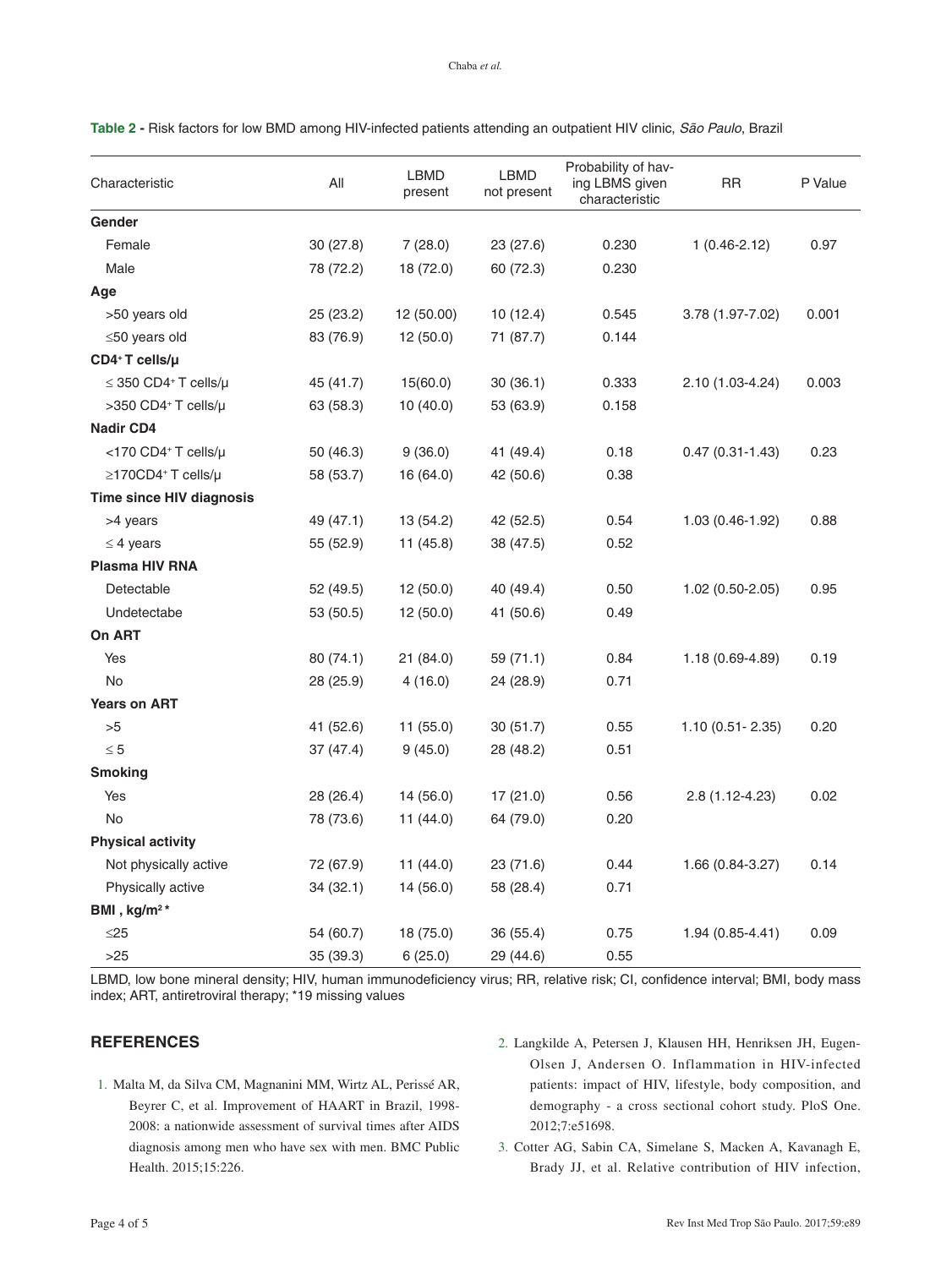**Table 2** - Risk factors for low BMD among HIV-infected patients attending an outpatient HIV clinic, *São Paulo*, Brazil

| Characteristic | All | LBMD present | LBMD not present | Probability of having LBMS given characteristic | RR | P Value |
|---|---|---|---|---|---|---|
| **Gender** | | | | | | |
| Female | 30 (27.8) | 7 (28.0) | 23 (27.6) | 0.230 | 1 (0.46-2.12) | 0.97 |
| Male | 78 (72.2) | 18 (72.0) | 60 (72.3) | 0.230 | | |
| **Age** | | | | | | |
| >50 years old | 25 (23.2) | 12 (50.00) | 10 (12.4) | 0.545 | 3.78 (1.97-7.02) | 0.001 |
| ≤50 years old | 83 (76.9) | 12 (50.0) | 71 (87.7) | 0.144 | | |
| **CD4⁺ T cells/µ** | | | | | | |
| ≤ 350 CD4⁺ T cells/µ | 45 (41.7) | 15(60.0) | 30 (36.1) | 0.333 | 2.10 (1.03-4.24) | 0.003 |
| >350 CD4⁺ T cells/µ | 63 (58.3) | 10 (40.0) | 53 (63.9) | 0.158 | | |
| **Nadir CD4** | | | | | | |
| <170 CD4⁺ T cells/µ | 50 (46.3) | 9 (36.0) | 41 (49.4) | 0.18 | 0.47 (0.31-1.43) | 0.23 |
| ≥170CD4⁺ T cells/µ | 58 (53.7) | 16 (64.0) | 42 (50.6) | 0.38 | | |
| **Time since HIV diagnosis** | | | | | | |
| >4 years | 49 (47.1) | 13 (54.2) | 42 (52.5) | 0.54 | 1.03 (0.46-1.92) | 0.88 |
| ≤ 4 years | 55 (52.9) | 11 (45.8) | 38 (47.5) | 0.52 | | |
| **Plasma HIV RNA** | | | | | | |
| Detectable | 52 (49.5) | 12 (50.0) | 40 (49.4) | 0.50 | 1.02 (0.50-2.05) | 0.95 |
| Undetectabe | 53 (50.5) | 12 (50.0) | 41 (50.6) | 0.49 | | |
| **On ART** | | | | | | |
| Yes | 80 (74.1) | 21 (84.0) | 59 (71.1) | 0.84 | 1.18 (0.69-4.89) | 0.19 |
| No | 28 (25.9) | 4 (16.0) | 24 (28.9) | 0.71 | | |
| **Years on ART** | | | | | | |
| >5 | 41 (52.6) | 11 (55.0) | 30 (51.7) | 0.55 | 1.10 (0.51- 2.35) | 0.20 |
| ≤ 5 | 37 (47.4) | 9 (45.0) | 28 (48.2) | 0.51 | | |
| **Smoking** | | | | | | |
| Yes | 28 (26.4) | 14 (56.0) | 17 (21.0) | 0.56 | 2.8 (1.12-4.23) | 0.02 |
| No | 78 (73.6) | 11 (44.0) | 64 (79.0) | 0.20 | | |
| **Physical activity** | | | | | | |
| Not physically active | 72 (67.9) | 11 (44.0) | 23 (71.6) | 0.44 | 1.66 (0.84-3.27) | 0.14 |
| Physically active | 34 (32.1) | 14 (56.0) | 58 (28.4) | 0.71 | | |
| **BMI , kg/m²\*** | | | | | | |
| ≤25 | 54 (60.7) | 18 (75.0) | 36 (55.4) | 0.75 | 1.94 (0.85-4.41) | 0.09 |
| >25 | 35 (39.3) | 6 (25.0) | 29 (44.6) | 0.55 | | |

LBMD, low bone mineral density; HIV, human immunodeficiency virus; RR, relative risk; CI, confidence interval; BMI, body mass index; ART, antiretroviral therapy; *19 missing values

## REFERENCES

1. Malta M, da Silva CM, Magnanini MM, Wirtz AL, Perissé AR, Beyrer C, et al. Improvement of HAART in Brazil, 1998-2008: a nationwide assessment of survival times after AIDS diagnosis among men who have sex with men. BMC Public Health. 2015;15:226.
2. Langkilde A, Petersen J, Klausen HH, Henriksen JH, Eugen-Olsen J, Andersen O. Inflammation in HIV-infected patients: impact of HIV, lifestyle, body composition, and demography - a cross sectional cohort study. PloS One. 2012;7:e51698.
3. Cotter AG, Sabin CA, Simelane S, Macken A, Kavanagh E, Brady JJ, et al. Relative contribution of HIV infection,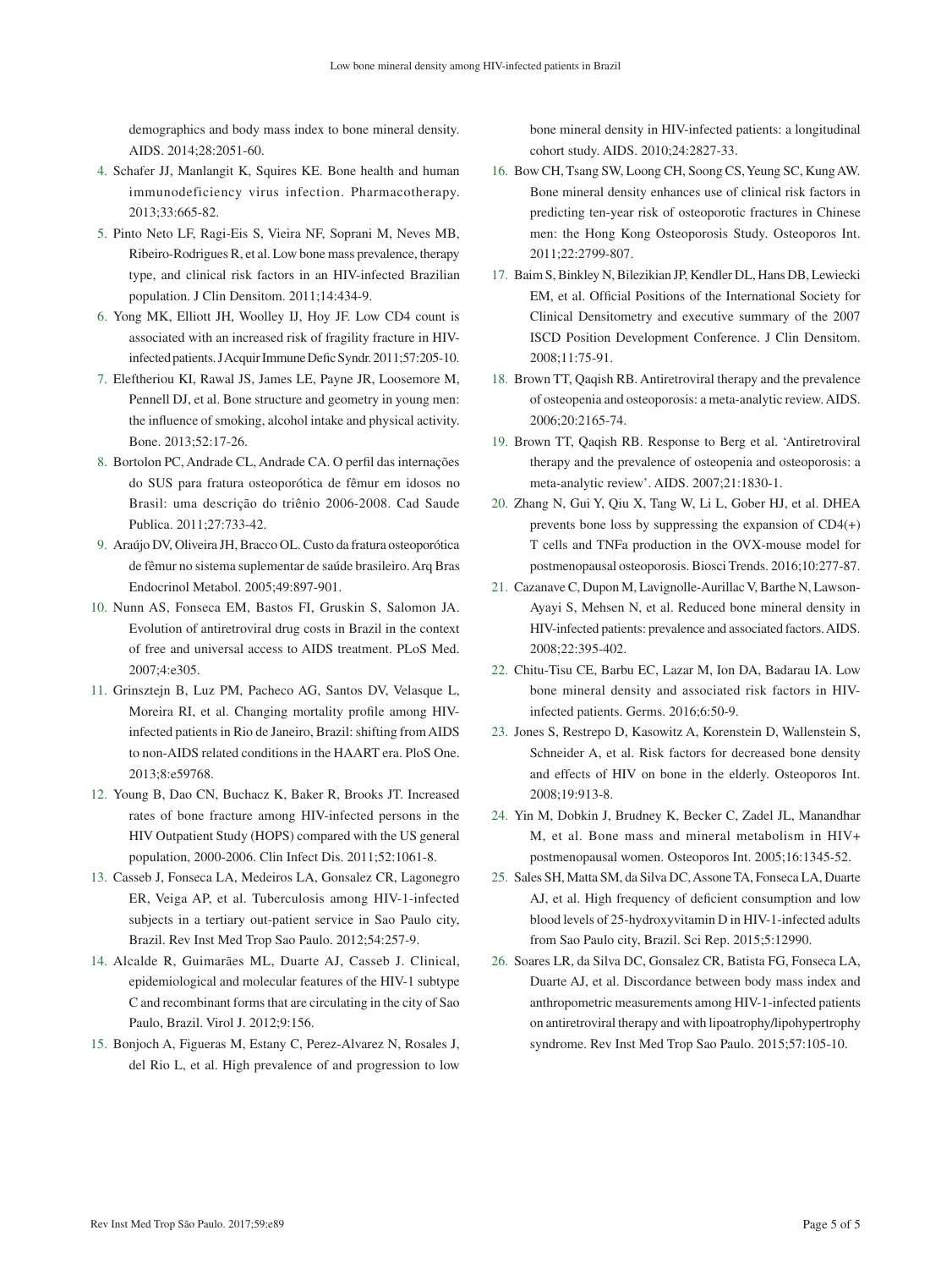demographics and body mass index to bone mineral density. AIDS. 2014;28:2051-60.

4. Schafer JJ, Manlangit K, Squires KE. Bone health and human immunodeficiency virus infection. Pharmacotherapy. 2013;33:665-82.
5. Pinto Neto LF, Ragi-Eis S, Vieira NF, Soprani M, Neves MB, Ribeiro-Rodrigues R, et al. Low bone mass prevalence, therapy type, and clinical risk factors in an HIV-infected Brazilian population. J Clin Densitom. 2011;14:434-9.
6. Yong MK, Elliott JH, Woolley IJ, Hoy JF. Low CD4 count is associated with an increased risk of fragility fracture in HIV-infected patients. J Acquir Immune Defic Syndr. 2011;57:205-10.
7. Eleftheriou KI, Rawal JS, James LE, Payne JR, Loosemore M, Pennell DJ, et al. Bone structure and geometry in young men: the influence of smoking, alcohol intake and physical activity. Bone. 2013;52:17-26.
8. Bortolon PC, Andrade CL, Andrade CA. O perfil das internações do SUS para fratura osteoporótica de fêmur em idosos no Brasil: uma descrição do triênio 2006-2008. Cad Saude Publica. 2011;27:733-42.
9. Araújo DV, Oliveira JH, Bracco OL. Custo da fratura osteoporótica de fêmur no sistema suplementar de saúde brasileiro. Arq Bras Endocrinol Metabol. 2005;49:897-901.
10. Nunn AS, Fonseca EM, Bastos FI, Gruskin S, Salomon JA. Evolution of antiretroviral drug costs in Brazil in the context of free and universal access to AIDS treatment. PLoS Med. 2007;4:e305.
11. Grinsztejn B, Luz PM, Pacheco AG, Santos DV, Velasque L, Moreira RI, et al. Changing mortality profile among HIV-infected patients in Rio de Janeiro, Brazil: shifting from AIDS to non-AIDS related conditions in the HAART era. PloS One. 2013;8:e59768.
12. Young B, Dao CN, Buchacz K, Baker R, Brooks JT. Increased rates of bone fracture among HIV-infected persons in the HIV Outpatient Study (HOPS) compared with the US general population, 2000-2006. Clin Infect Dis. 2011;52:1061-8.
13. Casseb J, Fonseca LA, Medeiros LA, Gonsalez CR, Lagonegro ER, Veiga AP, et al. Tuberculosis among HIV-1-infected subjects in a tertiary out-patient service in Sao Paulo city, Brazil. Rev Inst Med Trop Sao Paulo. 2012;54:257-9.
14. Alcalde R, Guimarães ML, Duarte AJ, Casseb J. Clinical, epidemiological and molecular features of the HIV-1 subtype C and recombinant forms that are circulating in the city of Sao Paulo, Brazil. Virol J. 2012;9:156.
15. Bonjoch A, Figueras M, Estany C, Perez-Alvarez N, Rosales J, del Rio L, et al. High prevalence of and progression to low bone mineral density in HIV-infected patients: a longitudinal cohort study. AIDS. 2010;24:2827-33.
16. Bow CH, Tsang SW, Loong CH, Soong CS, Yeung SC, Kung AW. Bone mineral density enhances use of clinical risk factors in predicting ten-year risk of osteoporotic fractures in Chinese men: the Hong Kong Osteoporosis Study. Osteoporos Int. 2011;22:2799-807.
17. Baim S, Binkley N, Bilezikian JP, Kendler DL, Hans DB, Lewiecki EM, et al. Official Positions of the International Society for Clinical Densitometry and executive summary of the 2007 ISCD Position Development Conference. J Clin Densitom. 2008;11:75-91.
18. Brown TT, Qaqish RB. Antiretroviral therapy and the prevalence of osteopenia and osteoporosis: a meta-analytic review. AIDS. 2006;20:2165-74.
19. Brown TT, Qaqish RB. Response to Berg et al. 'Antiretroviral therapy and the prevalence of osteopenia and osteoporosis: a meta-analytic review'. AIDS. 2007;21:1830-1.
20. Zhang N, Gui Y, Qiu X, Tang W, Li L, Gober HJ, et al. DHEA prevents bone loss by suppressing the expansion of CD4(+) T cells and TNFa production in the OVX-mouse model for postmenopausal osteoporosis. Biosci Trends. 2016;10:277-87.
21. Cazanave C, Dupon M, Lavignolle-Aurillac V, Barthe N, Lawson-Ayayi S, Mehsen N, et al. Reduced bone mineral density in HIV-infected patients: prevalence and associated factors. AIDS. 2008;22:395-402.
22. Chitu-Tisu CE, Barbu EC, Lazar M, Ion DA, Badarau IA. Low bone mineral density and associated risk factors in HIV-infected patients. Germs. 2016;6:50-9.
23. Jones S, Restrepo D, Kasowitz A, Korenstein D, Wallenstein S, Schneider A, et al. Risk factors for decreased bone density and effects of HIV on bone in the elderly. Osteoporos Int. 2008;19:913-8.
24. Yin M, Dobkin J, Brudney K, Becker C, Zadel JL, Manandhar M, et al. Bone mass and mineral metabolism in HIV+ postmenopausal women. Osteoporos Int. 2005;16:1345-52.
25. Sales SH, Matta SM, da Silva DC, Assone TA, Fonseca LA, Duarte AJ, et al. High frequency of deficient consumption and low blood levels of 25-hydroxyvitamin D in HIV-1-infected adults from Sao Paulo city, Brazil. Sci Rep. 2015;5:12990.
26. Soares LR, da Silva DC, Gonsalez CR, Batista FG, Fonseca LA, Duarte AJ, et al. Discordance between body mass index and anthropometric measurements among HIV-1-infected patients on antiretroviral therapy and with lipoatrophy/lipohypertrophy syndrome. Rev Inst Med Trop Sao Paulo. 2015;57:105-10.